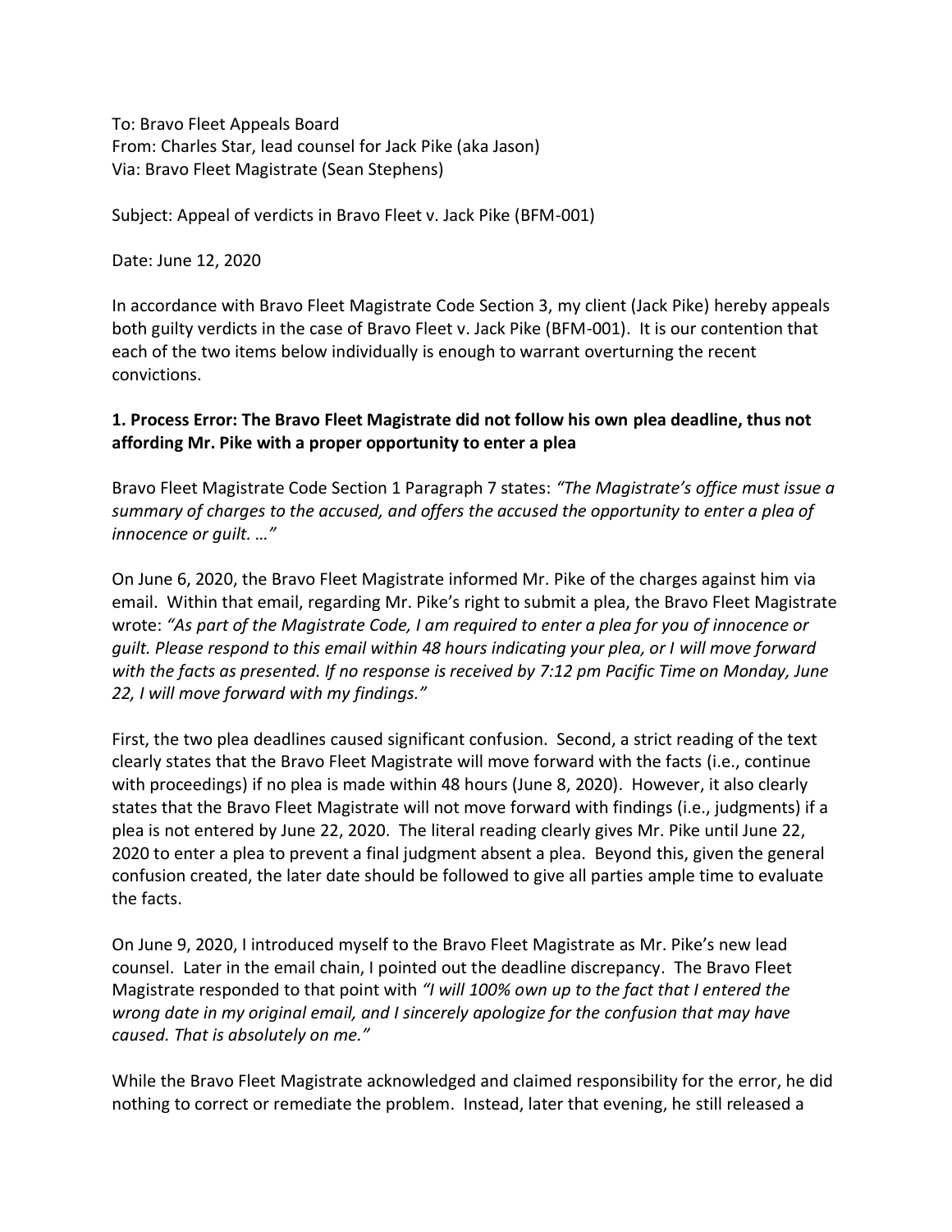To: Bravo Fleet Appeals Board
From: Charles Star, lead counsel for Jack Pike (aka Jason)
Via: Bravo Fleet Magistrate (Sean Stephens)

Subject: Appeal of verdicts in Bravo Fleet v. Jack Pike (BFM-001)

Date: June 12, 2020

In accordance with Bravo Fleet Magistrate Code Section 3, my client (Jack Pike) hereby appeals both guilty verdicts in the case of Bravo Fleet v. Jack Pike (BFM-001). It is our contention that each of the two items below individually is enough to warrant overturning the recent convictions.

**1. Process Error: The Bravo Fleet Magistrate did not follow his own plea deadline, thus not affording Mr. Pike with a proper opportunity to enter a plea**

Bravo Fleet Magistrate Code Section 1 Paragraph 7 states: *"The Magistrate's office must issue a summary of charges to the accused, and offers the accused the opportunity to enter a plea of innocence or guilt. …"*

On June 6, 2020, the Bravo Fleet Magistrate informed Mr. Pike of the charges against him via email. Within that email, regarding Mr. Pike's right to submit a plea, the Bravo Fleet Magistrate wrote: *"As part of the Magistrate Code, I am required to enter a plea for you of innocence or guilt. Please respond to this email within 48 hours indicating your plea, or I will move forward with the facts as presented. If no response is received by 7:12 pm Pacific Time on Monday, June 22, I will move forward with my findings."*

First, the two plea deadlines caused significant confusion. Second, a strict reading of the text clearly states that the Bravo Fleet Magistrate will move forward with the facts (i.e., continue with proceedings) if no plea is made within 48 hours (June 8, 2020). However, it also clearly states that the Bravo Fleet Magistrate will not move forward with findings (i.e., judgments) if a plea is not entered by June 22, 2020. The literal reading clearly gives Mr. Pike until June 22, 2020 to enter a plea to prevent a final judgment absent a plea. Beyond this, given the general confusion created, the later date should be followed to give all parties ample time to evaluate the facts.

On June 9, 2020, I introduced myself to the Bravo Fleet Magistrate as Mr. Pike's new lead counsel. Later in the email chain, I pointed out the deadline discrepancy. The Bravo Fleet Magistrate responded to that point with *"I will 100% own up to the fact that I entered the wrong date in my original email, and I sincerely apologize for the confusion that may have caused. That is absolutely on me."*

While the Bravo Fleet Magistrate acknowledged and claimed responsibility for the error, he did nothing to correct or remediate the problem. Instead, later that evening, he still released a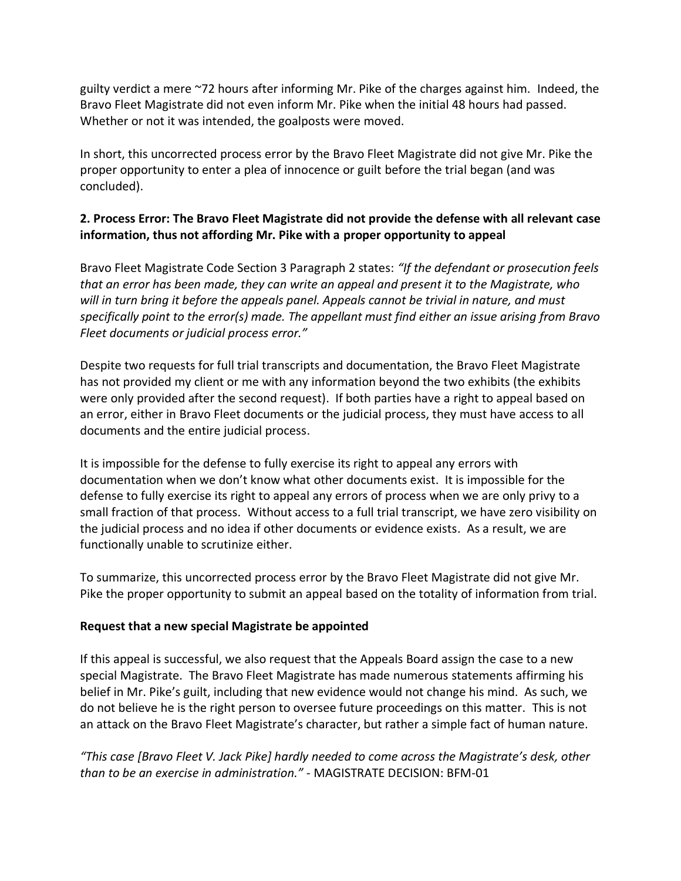guilty verdict a mere ~72 hours after informing Mr. Pike of the charges against him. Indeed, the Bravo Fleet Magistrate did not even inform Mr. Pike when the initial 48 hours had passed. Whether or not it was intended, the goalposts were moved.

In short, this uncorrected process error by the Bravo Fleet Magistrate did not give Mr. Pike the proper opportunity to enter a plea of innocence or guilt before the trial began (and was concluded).

**2. Process Error: The Bravo Fleet Magistrate did not provide the defense with all relevant case information, thus not affording Mr. Pike with a proper opportunity to appeal**

Bravo Fleet Magistrate Code Section 3 Paragraph 2 states: *"If the defendant or prosecution feels that an error has been made, they can write an appeal and present it to the Magistrate, who will in turn bring it before the appeals panel. Appeals cannot be trivial in nature, and must specifically point to the error(s) made. The appellant must find either an issue arising from Bravo Fleet documents or judicial process error."*

Despite two requests for full trial transcripts and documentation, the Bravo Fleet Magistrate has not provided my client or me with any information beyond the two exhibits (the exhibits were only provided after the second request). If both parties have a right to appeal based on an error, either in Bravo Fleet documents or the judicial process, they must have access to all documents and the entire judicial process.

It is impossible for the defense to fully exercise its right to appeal any errors with documentation when we don't know what other documents exist. It is impossible for the defense to fully exercise its right to appeal any errors of process when we are only privy to a small fraction of that process. Without access to a full trial transcript, we have zero visibility on the judicial process and no idea if other documents or evidence exists. As a result, we are functionally unable to scrutinize either.

To summarize, this uncorrected process error by the Bravo Fleet Magistrate did not give Mr. Pike the proper opportunity to submit an appeal based on the totality of information from trial.

**Request that a new special Magistrate be appointed**

If this appeal is successful, we also request that the Appeals Board assign the case to a new special Magistrate. The Bravo Fleet Magistrate has made numerous statements affirming his belief in Mr. Pike's guilt, including that new evidence would not change his mind. As such, we do not believe he is the right person to oversee future proceedings on this matter. This is not an attack on the Bravo Fleet Magistrate's character, but rather a simple fact of human nature.

*"This case [Bravo Fleet V. Jack Pike] hardly needed to come across the Magistrate's desk, other than to be an exercise in administration."* - MAGISTRATE DECISION: BFM-01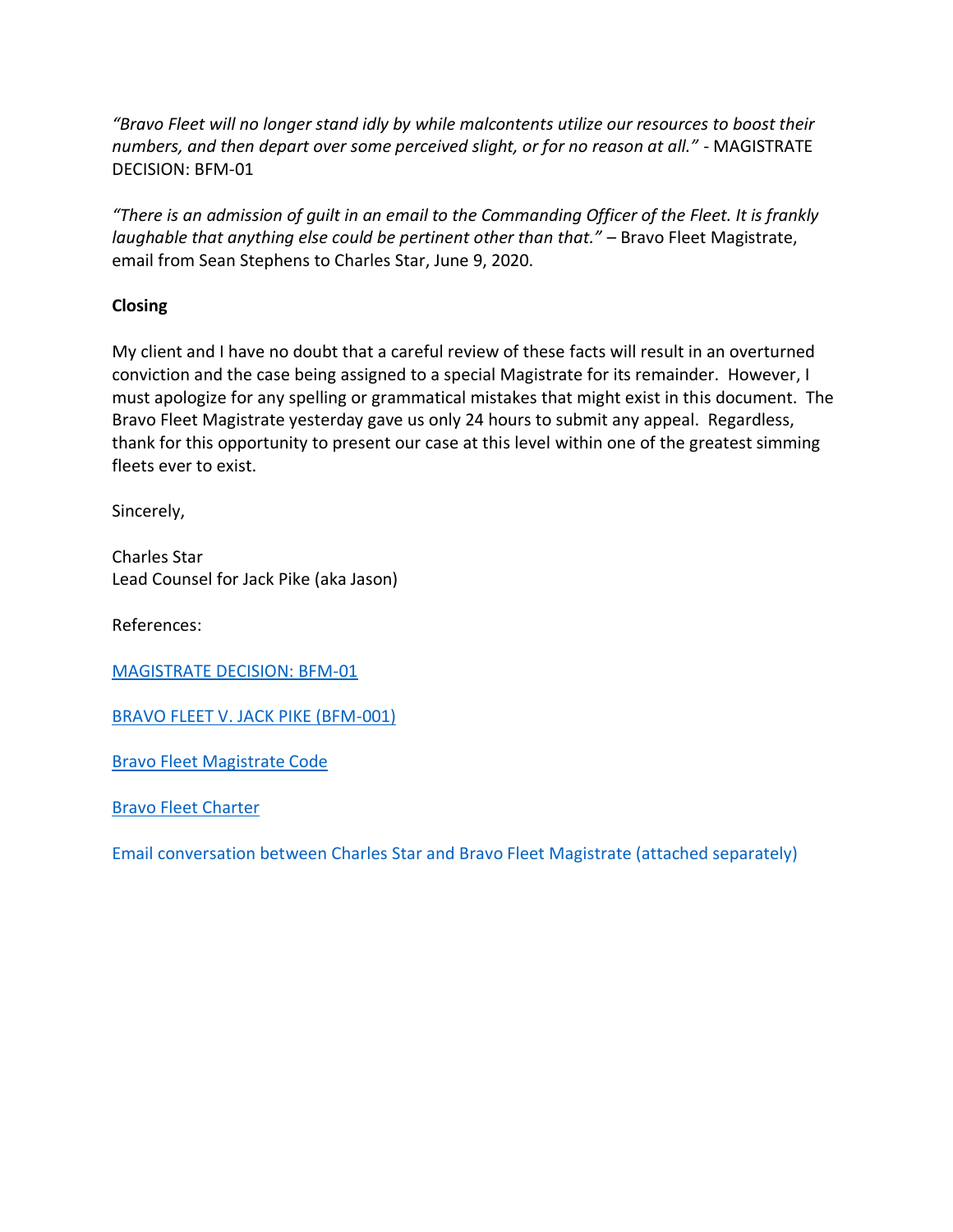*"Bravo Fleet will no longer stand idly by while malcontents utilize our resources to boost their numbers, and then depart over some perceived slight, or for no reason at all."* - MAGISTRATE DECISION: BFM-01

*"There is an admission of guilt in an email to the Commanding Officer of the Fleet. It is frankly laughable that anything else could be pertinent other than that."* – Bravo Fleet Magistrate, email from Sean Stephens to Charles Star, June 9, 2020.

**Closing**

My client and I have no doubt that a careful review of these facts will result in an overturned conviction and the case being assigned to a special Magistrate for its remainder. However, I must apologize for any spelling or grammatical mistakes that might exist in this document. The Bravo Fleet Magistrate yesterday gave us only 24 hours to submit any appeal. Regardless, thank for this opportunity to present our case at this level within one of the greatest simming fleets ever to exist.

Sincerely,

Charles Star
Lead Counsel for Jack Pike (aka Jason)

References:

MAGISTRATE DECISION: BFM-01

BRAVO FLEET V. JACK PIKE (BFM-001)

Bravo Fleet Magistrate Code

Bravo Fleet Charter

Email conversation between Charles Star and Bravo Fleet Magistrate (attached separately)